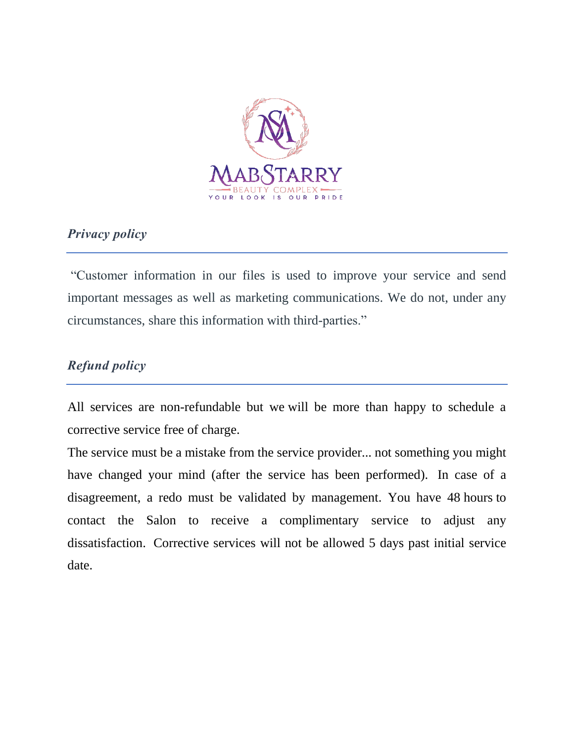MABSTARRY
BEAUTY COMPLEX
YOUR LOOK IS OUR PRIDE

## *Privacy policy*

"Customer information in our files is used to improve your service and send important messages as well as marketing communications. We do not, under any circumstances, share this information with third-parties."

## *Refund policy*

All services are non-refundable but we will be more than happy to schedule a corrective service free of charge.

The service must be a mistake from the service provider... not something you might have changed your mind (after the service has been performed). In case of a disagreement, a redo must be validated by management. You have 48 hours to contact the Salon to receive a complimentary service to adjust any dissatisfaction. Corrective services will not be allowed 5 days past initial service date.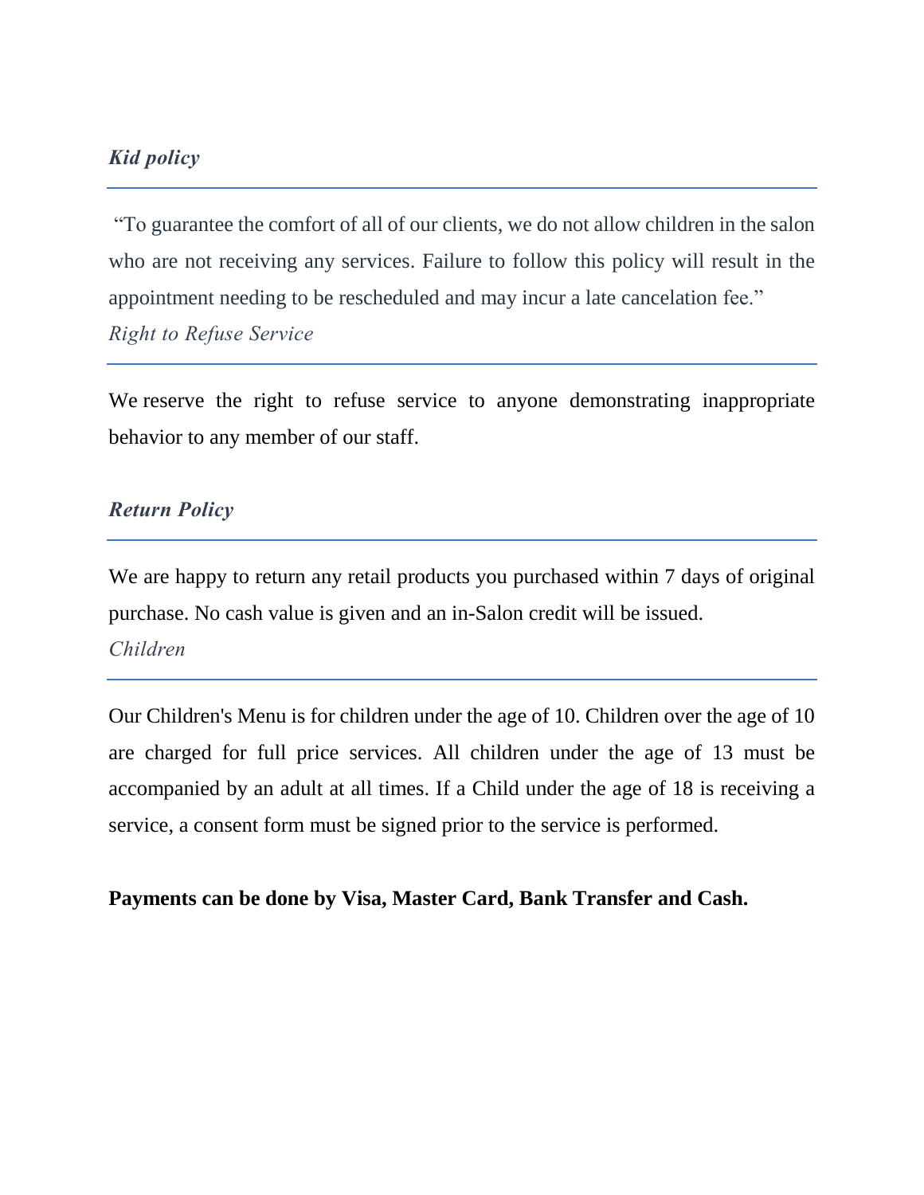### *Kid policy*

"To guarantee the comfort of all of our clients, we do not allow children in the salon who are not receiving any services. Failure to follow this policy will result in the appointment needing to be rescheduled and may incur a late cancelation fee."

### *Right to Refuse Service*

We reserve the right to refuse service to anyone demonstrating inappropriate behavior to any member of our staff.

### *Return Policy*

We are happy to return any retail products you purchased within 7 days of original purchase. No cash value is given and an in-Salon credit will be issued.

### *Children*

Our Children's Menu is for children under the age of 10. Children over the age of 10 are charged for full price services. All children under the age of 13 must be accompanied by an adult at all times. If a Child under the age of 18 is receiving a service, a consent form must be signed prior to the service is performed.

**Payments can be done by Visa, Master Card, Bank Transfer and Cash.**